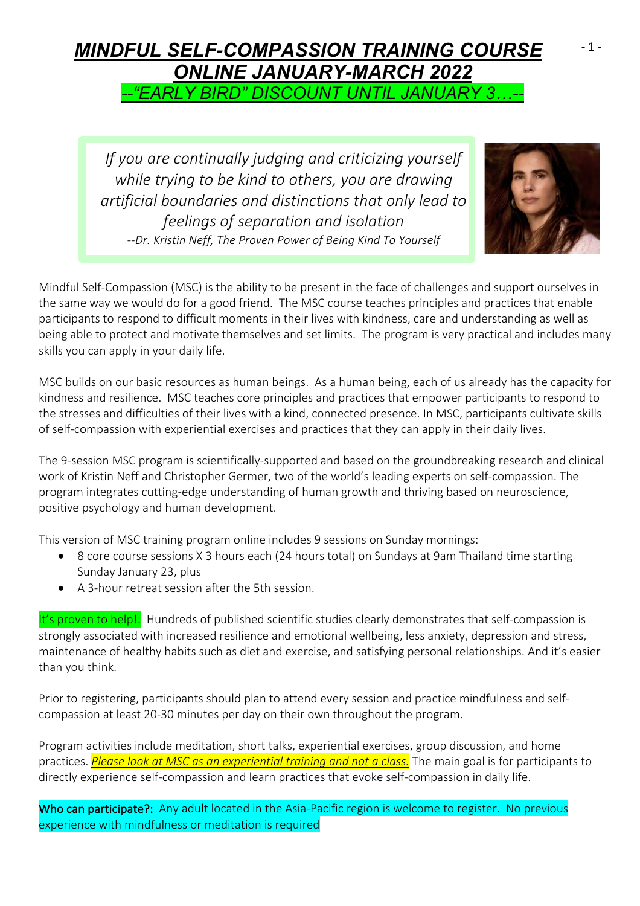# ***MINDFUL SELF-COMPASSION TRAINING COURSE ONLINE JANUARY-MARCH 2022***

***--"EARLY BIRD" DISCOUNT UNTIL JANUARY 3…--***

> *If you are continually judging and criticizing yourself while trying to be kind to others, you are drawing artificial boundaries and distinctions that only lead to feelings of separation and isolation*
>
> *--Dr. Kristin Neff, The Proven Power of Being Kind To Yourself*

Mindful Self-Compassion (MSC) is the ability to be present in the face of challenges and support ourselves in the same way we would do for a good friend. The MSC course teaches principles and practices that enable participants to respond to difficult moments in their lives with kindness, care and understanding as well as being able to protect and motivate themselves and set limits. The program is very practical and includes many skills you can apply in your daily life.

MSC builds on our basic resources as human beings. As a human being, each of us already has the capacity for kindness and resilience. MSC teaches core principles and practices that empower participants to respond to the stresses and difficulties of their lives with a kind, connected presence. In MSC, participants cultivate skills of self-compassion with experiential exercises and practices that they can apply in their daily lives.

The 9-session MSC program is scientifically-supported and based on the groundbreaking research and clinical work of Kristin Neff and Christopher Germer, two of the world's leading experts on self-compassion. The program integrates cutting-edge understanding of human growth and thriving based on neuroscience, positive psychology and human development.

This version of MSC training program online includes 9 sessions on Sunday mornings:

- 8 core course sessions X 3 hours each (24 hours total) on Sundays at 9am Thailand time starting Sunday January 23, plus
- A 3-hour retreat session after the 5th session.

It's proven to help!: Hundreds of published scientific studies clearly demonstrates that self-compassion is strongly associated with increased resilience and emotional wellbeing, less anxiety, depression and stress, maintenance of healthy habits such as diet and exercise, and satisfying personal relationships. And it's easier than you think.

Prior to registering, participants should plan to attend every session and practice mindfulness and self-compassion at least 20-30 minutes per day on their own throughout the program.

Program activities include meditation, short talks, experiential exercises, group discussion, and home practices. ***Please look at MSC as an experiential training and not a class.*** The main goal is for participants to directly experience self-compassion and learn practices that evoke self-compassion in daily life.

**Who can participate?:** Any adult located in the Asia-Pacific region is welcome to register. No previous experience with mindfulness or meditation is required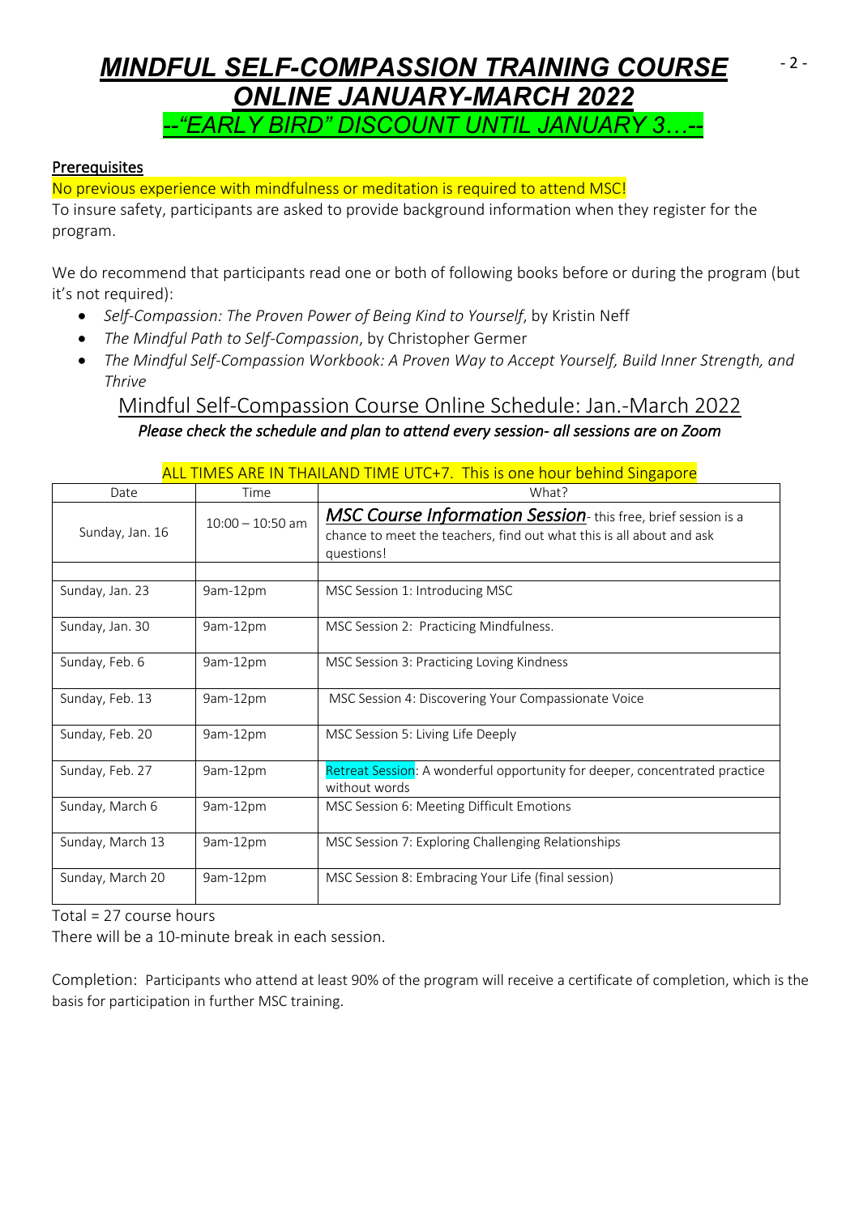# ***MINDFUL SELF-COMPASSION TRAINING COURSE ONLINE JANUARY-MARCH 2022***

## *--"EARLY BIRD" DISCOUNT UNTIL JANUARY 3…--*

**Prerequisites**

No previous experience with mindfulness or meditation is required to attend MSC!

To insure safety, participants are asked to provide background information when they register for the program.

We do recommend that participants read one or both of following books before or during the program (but it's not required):

- *Self-Compassion: The Proven Power of Being Kind to Yourself*, by Kristin Neff
- *The Mindful Path to Self-Compassion*, by Christopher Germer
- *The Mindful Self-Compassion Workbook: A Proven Way to Accept Yourself, Build Inner Strength, and Thrive*

## Mindful Self-Compassion Course Online Schedule: Jan.-March 2022

*Please check the schedule and plan to attend every session- all sessions are on Zoom*

ALL TIMES ARE IN THAILAND TIME UTC+7. This is one hour behind Singapore

| Date | Time | What? |
|---|---|---|
| Sunday, Jan. 16 | 10:00 – 10:50 am | ***MSC Course Information Session***- this free, brief session is a chance to meet the teachers, find out what this is all about and ask questions! |
| | | |
| Sunday, Jan. 23 | 9am-12pm | MSC Session 1: Introducing MSC |
| Sunday, Jan. 30 | 9am-12pm | MSC Session 2: Practicing Mindfulness. |
| Sunday, Feb. 6 | 9am-12pm | MSC Session 3: Practicing Loving Kindness |
| Sunday, Feb. 13 | 9am-12pm | MSC Session 4: Discovering Your Compassionate Voice |
| Sunday, Feb. 20 | 9am-12pm | MSC Session 5: Living Life Deeply |
| Sunday, Feb. 27 | 9am-12pm | Retreat Session: A wonderful opportunity for deeper, concentrated practice without words |
| Sunday, March 6 | 9am-12pm | MSC Session 6: Meeting Difficult Emotions |
| Sunday, March 13 | 9am-12pm | MSC Session 7: Exploring Challenging Relationships |
| Sunday, March 20 | 9am-12pm | MSC Session 8: Embracing Your Life (final session) |

Total = 27 course hours

There will be a 10-minute break in each session.

Completion: Participants who attend at least 90% of the program will receive a certificate of completion, which is the basis for participation in further MSC training.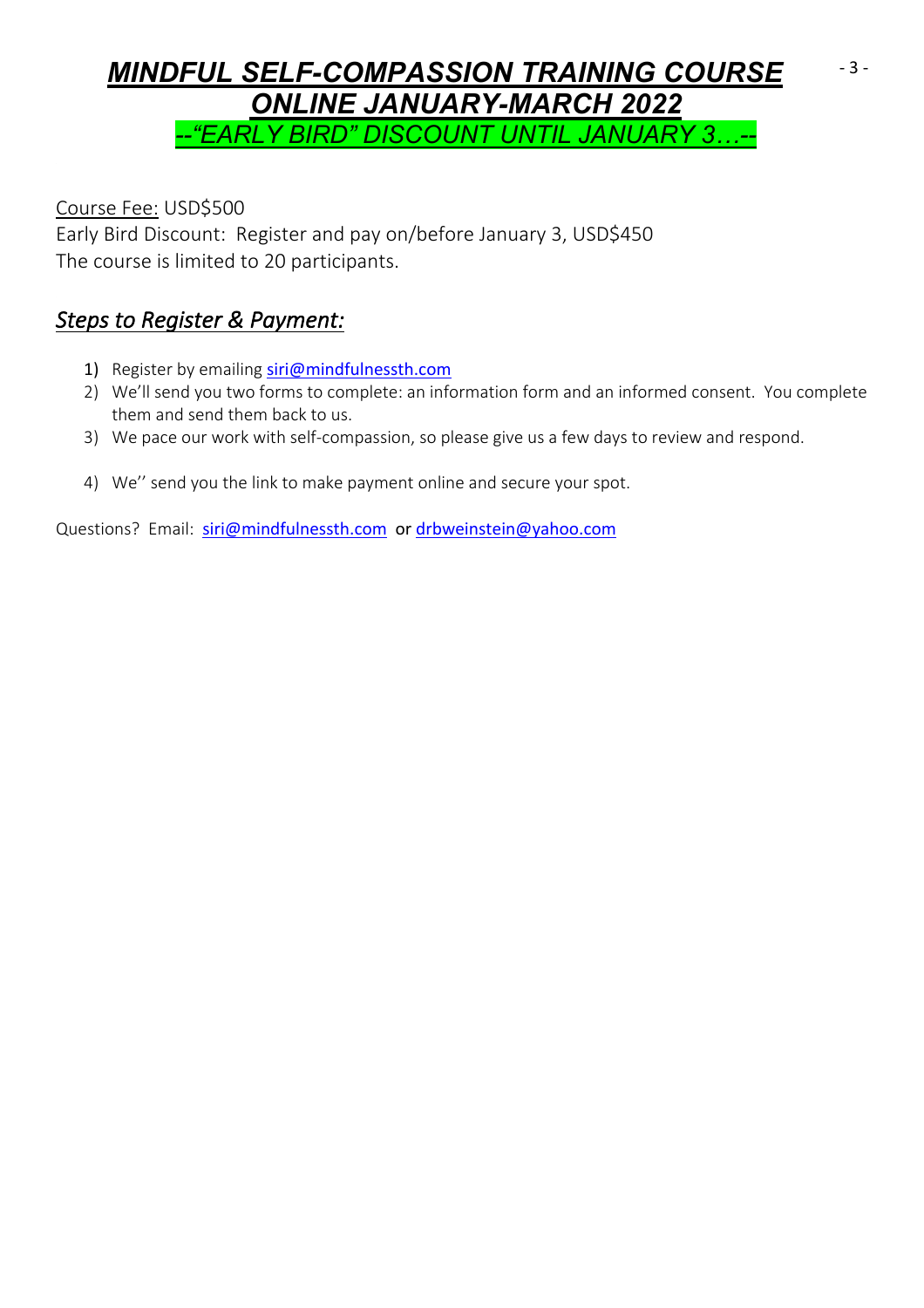# ***MINDFUL SELF-COMPASSION TRAINING COURSE ONLINE JANUARY-MARCH 2022***

***--"EARLY BIRD" DISCOUNT UNTIL JANUARY 3…--***

Course Fee: USD$500

Early Bird Discount: Register and pay on/before January 3, USD$450

The course is limited to 20 participants.

## *Steps to Register & Payment:*

1) Register by emailing siri@mindfulnessth.com
2) We'll send you two forms to complete: an information form and an informed consent. You complete them and send them back to us.
3) We pace our work with self-compassion, so please give us a few days to review and respond.
4) We'' send you the link to make payment online and secure your spot.

Questions? Email: siri@mindfulnessth.com or drbweinstein@yahoo.com